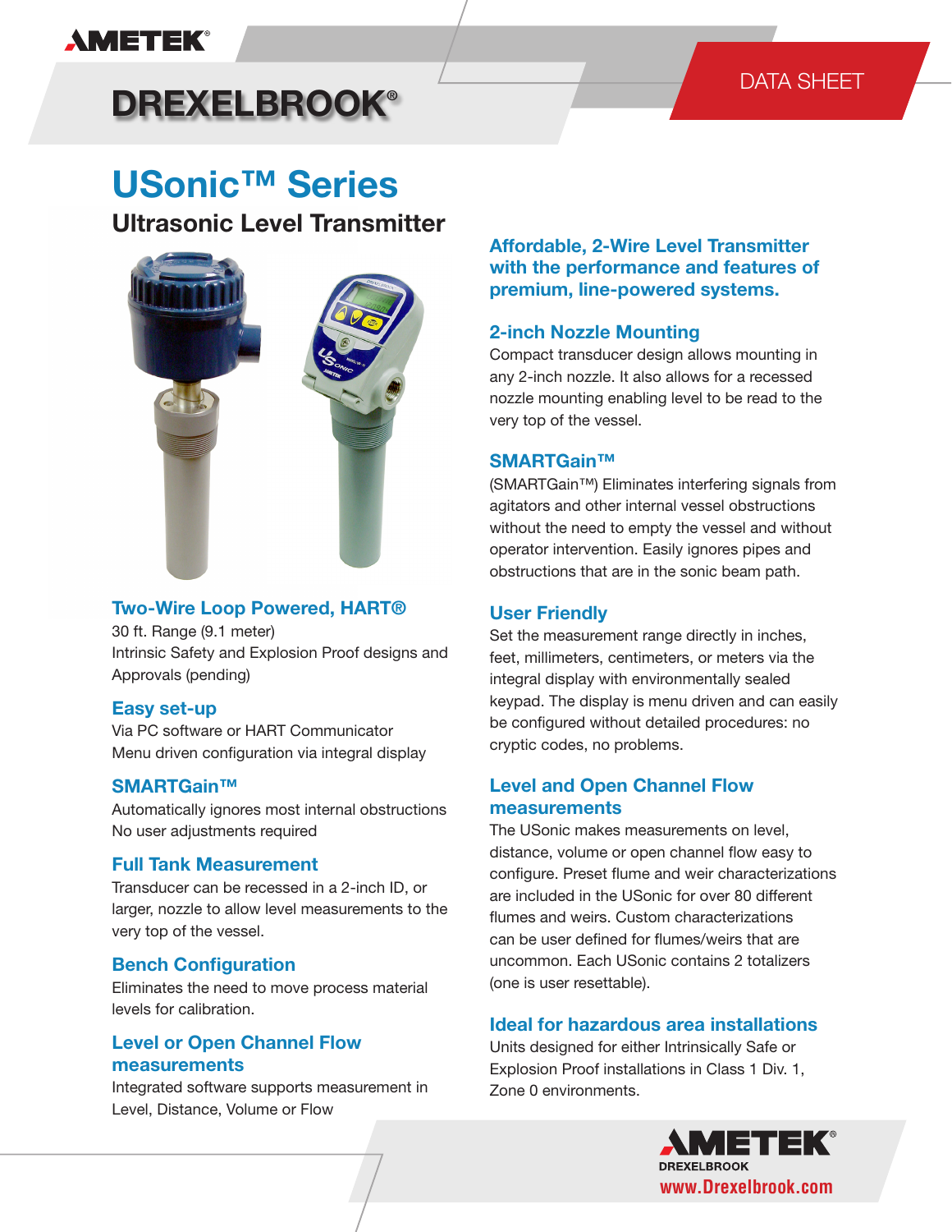AMETEK®

# DREXELBROOK®

DATA SHEET

# USonic™ Series

## Ultrasonic Level Transmitter

### Two-Wire Loop Powered, HART®

30 ft. Range (9.1 meter)
Intrinsic Safety and Explosion Proof designs and Approvals (pending)

### Easy set-up

Via PC software or HART Communicator
Menu driven configuration via integral display

### SMARTGain™

Automatically ignores most internal obstructions
No user adjustments required

### Full Tank Measurement

Transducer can be recessed in a 2-inch ID, or larger, nozzle to allow level measurements to the very top of the vessel.

### Bench Configuration

Eliminates the need to move process material levels for calibration.

### Level or Open Channel Flow measurements

Integrated software supports measurement in Level, Distance, Volume or Flow

### Affordable, 2-Wire Level Transmitter with the performance and features of premium, line-powered systems.

### 2-inch Nozzle Mounting

Compact transducer design allows mounting in any 2-inch nozzle. It also allows for a recessed nozzle mounting enabling level to be read to the very top of the vessel.

### SMARTGain™

(SMARTGain™) Eliminates interfering signals from agitators and other internal vessel obstructions without the need to empty the vessel and without operator intervention. Easily ignores pipes and obstructions that are in the sonic beam path.

### User Friendly

Set the measurement range directly in inches, feet, millimeters, centimeters, or meters via the integral display with environmentally sealed keypad. The display is menu driven and can easily be configured without detailed procedures: no cryptic codes, no problems.

### Level and Open Channel Flow measurements

The USonic makes measurements on level, distance, volume or open channel flow easy to configure. Preset flume and weir characterizations are included in the USonic for over 80 different flumes and weirs. Custom characterizations can be user defined for flumes/weirs that are uncommon. Each USonic contains 2 totalizers (one is user resettable).

### Ideal for hazardous area installations

Units designed for either Intrinsically Safe or Explosion Proof installations in Class 1 Div. 1, Zone 0 environments.

AMETEK®
DREXELBROOK
www.Drexelbrook.com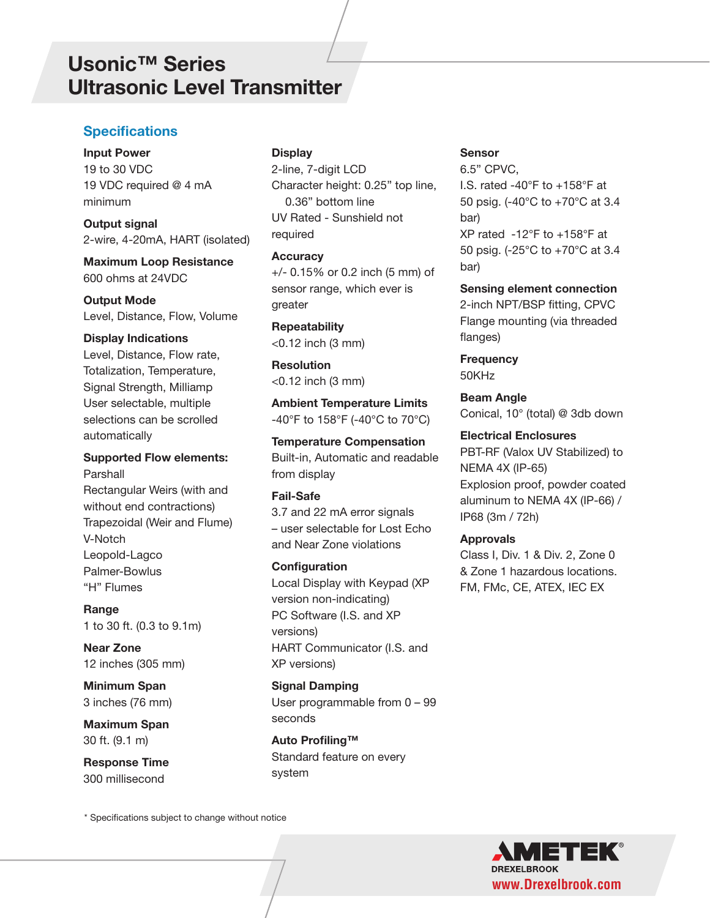# Usonic™ Series
# Ultrasonic Level Transmitter

## Specifications

**Input Power**
19 to 30 VDC
19 VDC required @ 4 mA minimum

**Output signal**
2-wire, 4-20mA, HART (isolated)

**Maximum Loop Resistance**
600 ohms at 24VDC

**Output Mode**
Level, Distance, Flow, Volume

**Display Indications**
Level, Distance, Flow rate, Totalization, Temperature, Signal Strength, Milliamp
User selectable, multiple selections can be scrolled automatically

**Supported Flow elements:**
Parshall
Rectangular Weirs (with and without end contractions)
Trapezoidal (Weir and Flume)
V-Notch
Leopold-Lagco
Palmer-Bowlus
"H" Flumes

**Range**
1 to 30 ft. (0.3 to 9.1m)

**Near Zone**
12 inches (305 mm)

**Minimum Span**
3 inches (76 mm)

**Maximum Span**
30 ft. (9.1 m)

**Response Time**
300 millisecond

**Display**
2-line, 7-digit LCD
Character height: 0.25" top line, 0.36" bottom line
UV Rated - Sunshield not required

**Accuracy**
+/- 0.15% or 0.2 inch (5 mm) of sensor range, which ever is greater

**Repeatability**
<0.12 inch (3 mm)

**Resolution**
<0.12 inch (3 mm)

**Ambient Temperature Limits**
-40°F to 158°F (-40°C to 70°C)

**Temperature Compensation**
Built-in, Automatic and readable from display

**Fail-Safe**
3.7 and 22 mA error signals – user selectable for Lost Echo and Near Zone violations

**Configuration**
Local Display with Keypad (XP version non-indicating)
PC Software (I.S. and XP versions)
HART Communicator (I.S. and XP versions)

**Signal Damping**
User programmable from 0 – 99 seconds

**Auto Profiling™**
Standard feature on every system

**Sensor**
6.5" CPVC,
I.S. rated -40°F to +158°F at 50 psig. (-40°C to +70°C at 3.4 bar)
XP rated -12°F to +158°F at 50 psig. (-25°C to +70°C at 3.4 bar)

**Sensing element connection**
2-inch NPT/BSP fitting, CPVC
Flange mounting (via threaded flanges)

**Frequency**
50KHz

**Beam Angle**
Conical, 10° (total) @ 3db down

**Electrical Enclosures**
PBT-RF (Valox UV Stabilized) to NEMA 4X (IP-65)
Explosion proof, powder coated aluminum to NEMA 4X (IP-66) / IP68 (3m / 72h)

**Approvals**
Class I, Div. 1 & Div. 2, Zone 0 & Zone 1 hazardous locations.
FM, FMc, CE, ATEX, IEC EX

* Specifications subject to change without notice

AMETEK® DREXELBROOK
www.Drexelbrook.com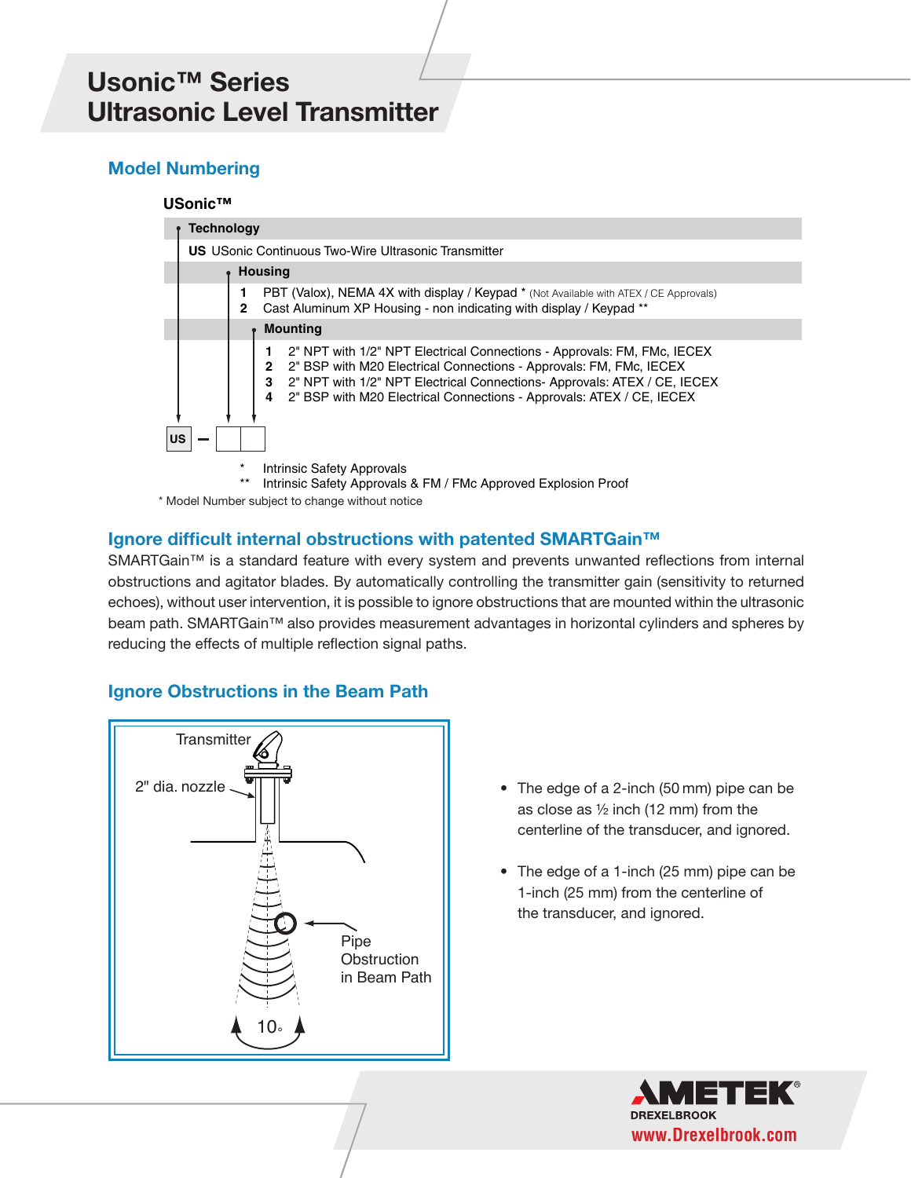# Usonic™ Series
# Ultrasonic Level Transmitter

## Model Numbering

**USonic™**

**Technology**

**US** USonic Continuous Two-Wire Ultrasonic Transmitter

**Housing**

**1** PBT (Valox), NEMA 4X with display / Keypad * (Not Available with ATEX / CE Approvals)
**2** Cast Aluminum XP Housing - non indicating with display / Keypad **

**Mounting**

**1** 2" NPT with 1/2" NPT Electrical Connections - Approvals: FM, FMc, IECEX
**2** 2" BSP with M20 Electrical Connections - Approvals: FM, FMc, IECEX
**3** 2" NPT with 1/2" NPT Electrical Connections- Approvals: ATEX / CE, IECEX
**4** 2" BSP with M20 Electrical Connections - Approvals: ATEX / CE, IECEX

US – [ ][ ]

\* Intrinsic Safety Approvals
\** Intrinsic Safety Approvals & FM / FMc Approved Explosion Proof

\* Model Number subject to change without notice

## Ignore difficult internal obstructions with patented SMARTGain™

SMARTGain™ is a standard feature with every system and prevents unwanted reflections from internal obstructions and agitator blades. By automatically controlling the transmitter gain (sensitivity to returned echoes), without user intervention, it is possible to ignore obstructions that are mounted within the ultrasonic beam path. SMARTGain™ also provides measurement advantages in horizontal cylinders and spheres by reducing the effects of multiple reflection signal paths.

## Ignore Obstructions in the Beam Path

Transmitter

2" dia. nozzle

Pipe Obstruction in Beam Path

10°

- The edge of a 2-inch (50 mm) pipe can be as close as ½ inch (12 mm) from the centerline of the transducer, and ignored.
- The edge of a 1-inch (25 mm) pipe can be 1-inch (25 mm) from the centerline of the transducer, and ignored.

AMETEK® DREXELBROOK
www.Drexelbrook.com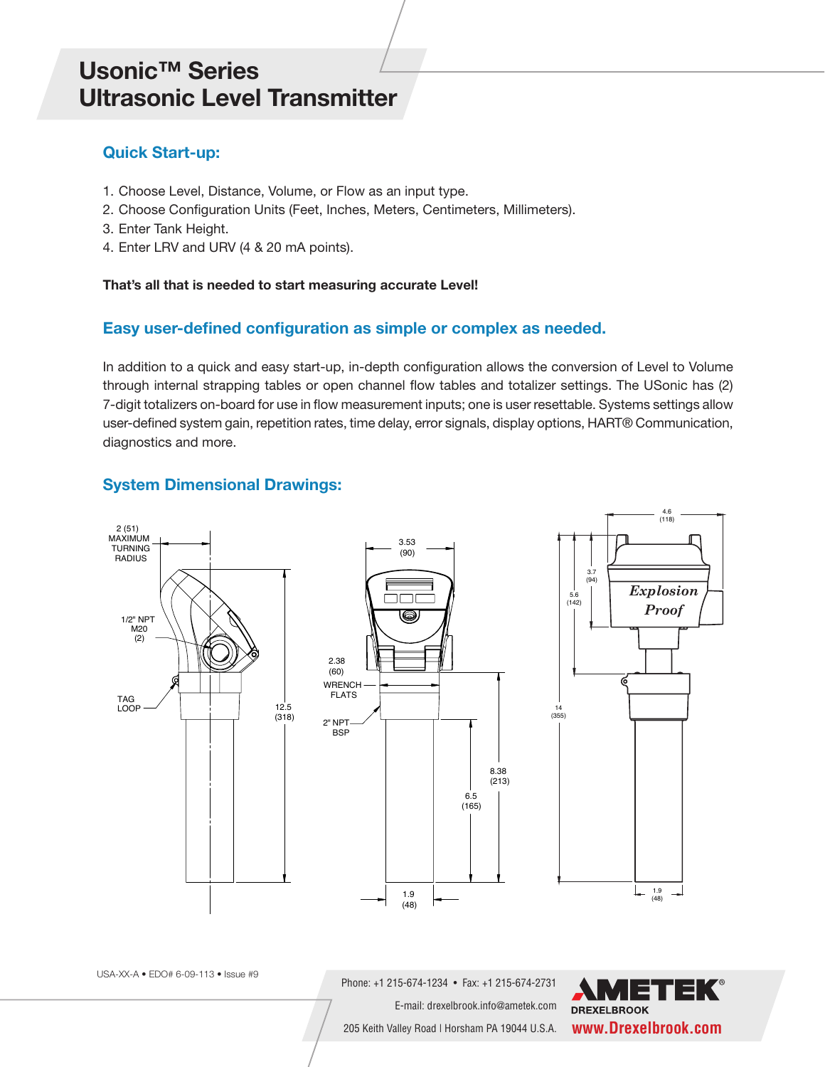# Usonic™ Series
# Ultrasonic Level Transmitter

## Quick Start-up:

1. Choose Level, Distance, Volume, or Flow as an input type.
2. Choose Configuration Units (Feet, Inches, Meters, Centimeters, Millimeters).
3. Enter Tank Height.
4. Enter LRV and URV (4 & 20 mA points).

**That's all that is needed to start measuring accurate Level!**

## Easy user-defined configuration as simple or complex as needed.

In addition to a quick and easy start-up, in-depth configuration allows the conversion of Level to Volume through internal strapping tables or open channel flow tables and totalizer settings. The USonic has (2) 7-digit totalizers on-board for use in flow measurement inputs; one is user resettable. Systems settings allow user-defined system gain, repetition rates, time delay, error signals, display options, HART® Communication, diagnostics and more.

## System Dimensional Drawings:

2 (51)
MAXIMUM
TURNING
RADIUS

1/2" NPT
M20
(2)

TAG
LOOP

12.5
(318)

3.53
(90)

2.38
(60)

WRENCH
FLATS

2" NPT
BSP

8.38
(213)

6.5
(165)

1.9
(48)

4.6
(118)

3.7
(94)

5.6
(142)

Explosion
Proof

14
(355)

1.9
(48)

USA-XX-A • EDO# 6-09-113 • Issue #9

Phone: +1 215-674-1234 • Fax: +1 215-674-2731
E-mail: drexelbrook.info@ametek.com
205 Keith Valley Road | Horsham PA 19044 U.S.A.

AMETEK® DREXELBROOK
www.Drexelbrook.com